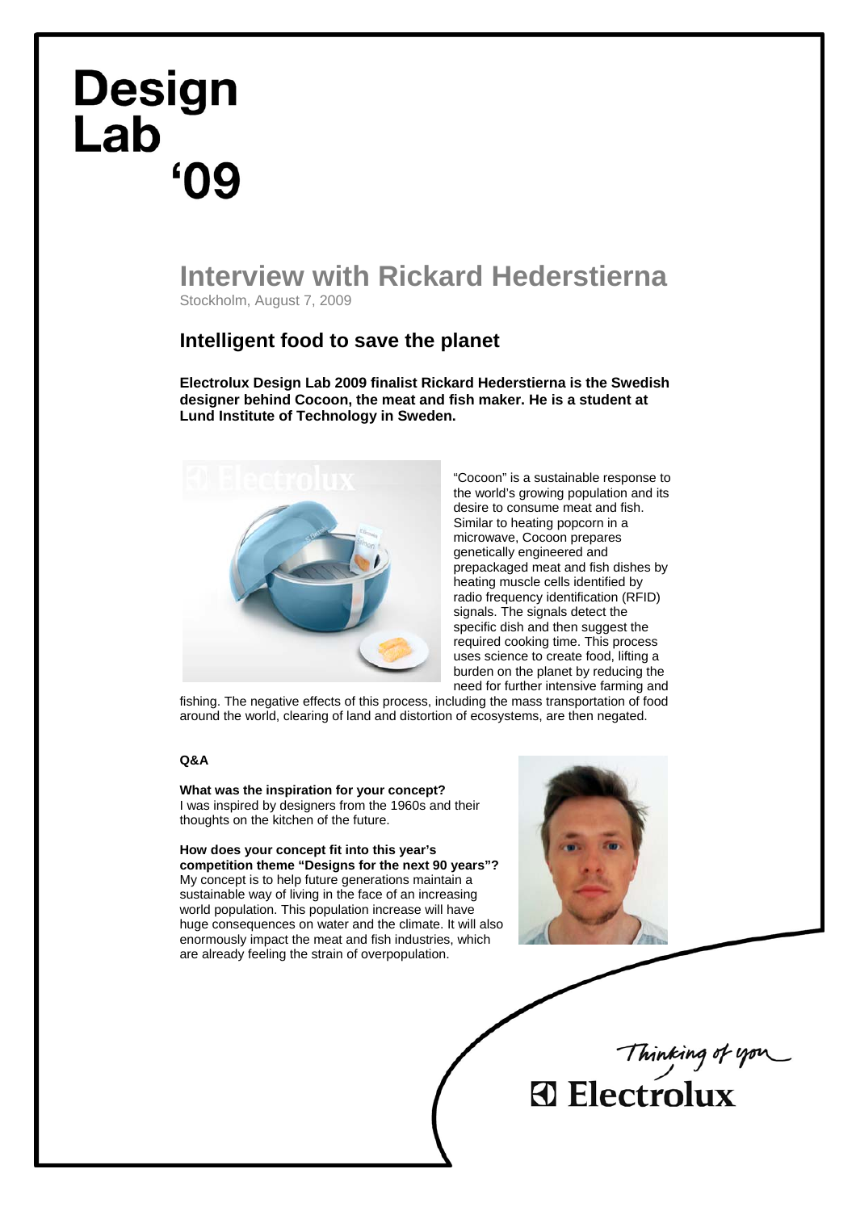# Design Lab '09

## Interview with Rickard Hederstierna

Stockholm, August 7, 2009

### Intelligent food to save the planet

**Electrolux Design Lab 2009 finalist Rickard Hederstierna is the Swedish designer behind Cocoon, the meat and fish maker. He is a student at Lund Institute of Technology in Sweden.**

"Cocoon" is a sustainable response to the world's growing population and its desire to consume meat and fish. Similar to heating popcorn in a microwave, Cocoon prepares genetically engineered and prepackaged meat and fish dishes by heating muscle cells identified by radio frequency identification (RFID) signals. The signals detect the specific dish and then suggest the required cooking time. This process uses science to create food, lifting a burden on the planet by reducing the need for further intensive farming and fishing. The negative effects of this process, including the mass transportation of food around the world, clearing of land and distortion of ecosystems, are then negated.

**Q&A**

**What was the inspiration for your concept?**
I was inspired by designers from the 1960s and their thoughts on the kitchen of the future.

**How does your concept fit into this year's competition theme "Designs for the next 90 years"?**
My concept is to help future generations maintain a sustainable way of living in the face of an increasing world population. This population increase will have huge consequences on water and the climate. It will also enormously impact the meat and fish industries, which are already feeling the strain of overpopulation.

Thinking of you
Electrolux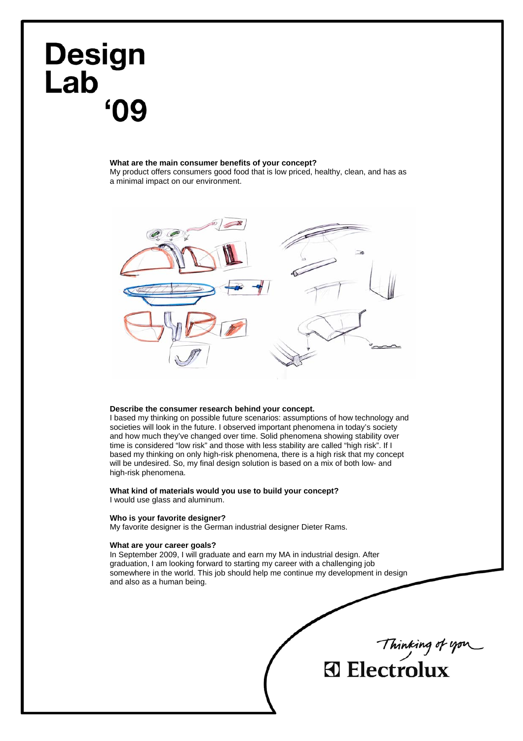# Design Lab '09

**What are the main consumer benefits of your concept?**
My product offers consumers good food that is low priced, healthy, clean, and has as a minimal impact on our environment.

**Describe the consumer research behind your concept.**
I based my thinking on possible future scenarios: assumptions of how technology and societies will look in the future. I observed important phenomena in today's society and how much they've changed over time. Solid phenomena showing stability over time is considered "low risk" and those with less stability are called "high risk". If I based my thinking on only high-risk phenomena, there is a high risk that my concept will be undesired. So, my final design solution is based on a mix of both low- and high-risk phenomena.

**What kind of materials would you use to build your concept?**
I would use glass and aluminum.

**Who is your favorite designer?**
My favorite designer is the German industrial designer Dieter Rams.

**What are your career goals?**
In September 2009, I will graduate and earn my MA in industrial design. After graduation, I am looking forward to starting my career with a challenging job somewhere in the world. This job should help me continue my development in design and also as a human being.

Thinking of you

Electrolux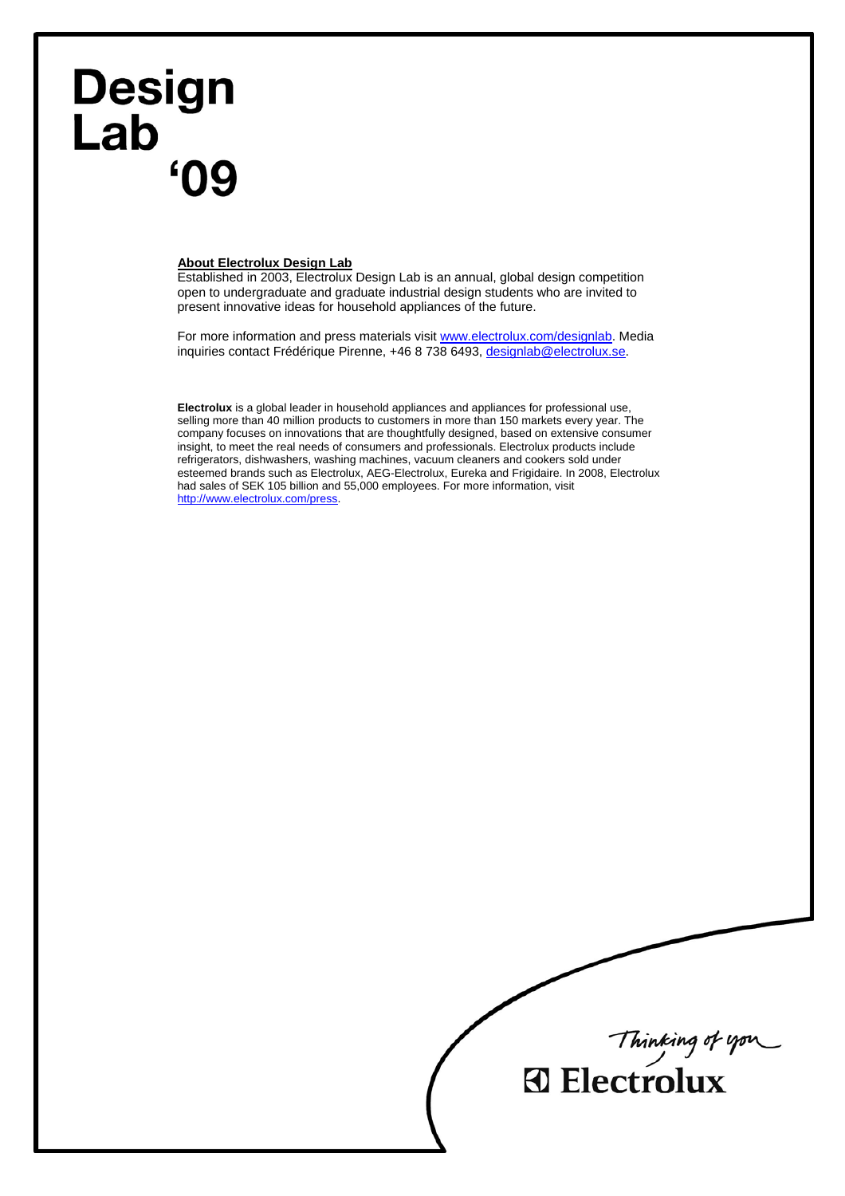# Design Lab '09

**About Electrolux Design Lab**

Established in 2003, Electrolux Design Lab is an annual, global design competition open to undergraduate and graduate industrial design students who are invited to present innovative ideas for household appliances of the future.

For more information and press materials visit www.electrolux.com/designlab. Media inquiries contact Frédérique Pirenne, +46 8 738 6493, designlab@electrolux.se.

**Electrolux** is a global leader in household appliances and appliances for professional use, selling more than 40 million products to customers in more than 150 markets every year. The company focuses on innovations that are thoughtfully designed, based on extensive consumer insight, to meet the real needs of consumers and professionals. Electrolux products include refrigerators, dishwashers, washing machines, vacuum cleaners and cookers sold under esteemed brands such as Electrolux, AEG-Electrolux, Eureka and Frigidaire. In 2008, Electrolux had sales of SEK 105 billion and 55,000 employees. For more information, visit http://www.electrolux.com/press.

Thinking of you

Electrolux